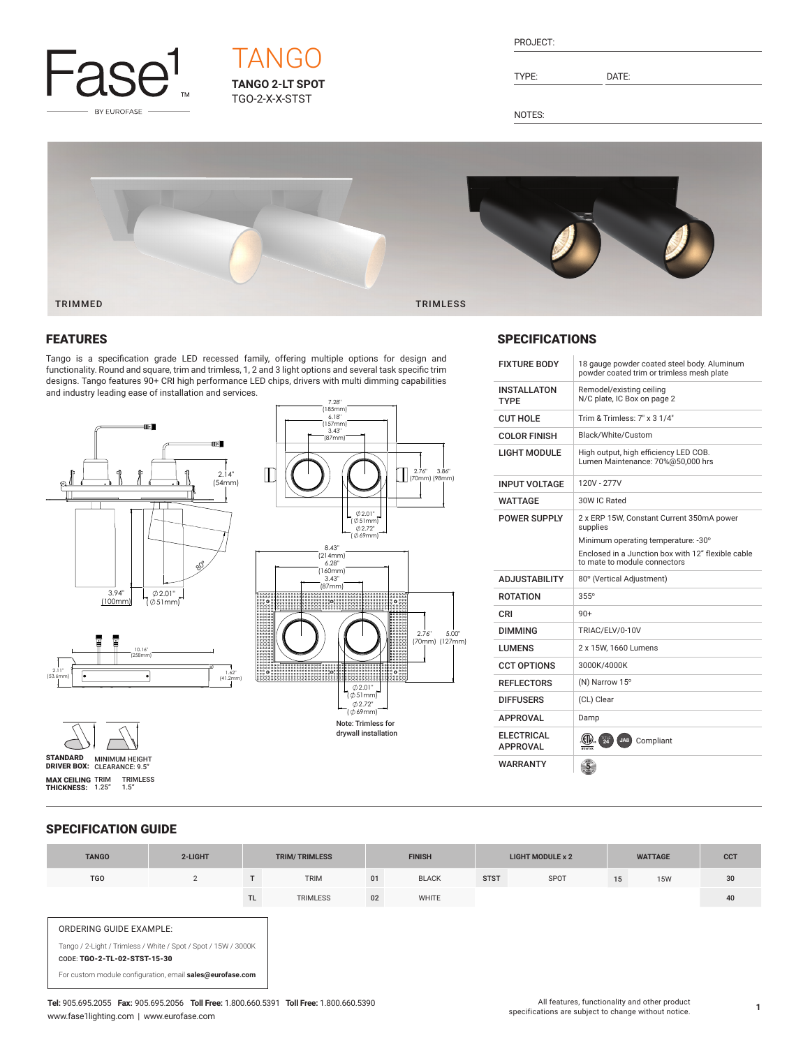Fase1™ BY EUROFASE

# TANGO

**TANGO 2-LT SPOT**
TGO-2-X-X-STST

PROJECT:

TYPE: DATE:

NOTES:

TRIMMED TRIMLESS

## FEATURES

Tango is a specification grade LED recessed family, offering multiple options for design and functionality. Round and square, trim and trimless, 1, 2 and 3 light options and several task specific trim designs. Tango features 90+ CRI high performance LED chips, drivers with multi dimming capabilities and industry leading ease of installation and services.

2.14" (54mm)
3.94" (100mm)
Ø2.01" (Ø51mm)
80°
10.16" (258mm)
2.11" (53.6mm)
1.62" (41.2mm)

7.28" (185mm)
6.18" (157mm)
3.43" (87mm)
2.76" (70mm)
3.86" (98mm)
Ø2.01" (Ø51mm)
Ø2.72" (Ø69mm)

8.43" (214mm)
6.28" (160mm)
3.43" (87mm)
2.76" (70mm)
5.00" (127mm)
Ø2.01" (Ø51mm)
Ø2.72" (Ø69mm)

Note: Trimless for drywall installation

**STANDARD DRIVER BOX:** MINIMUM HEIGHT CLEARANCE: 9.5"

**MAX CEILING THICKNESS:** TRIM 1.25" TRIMLESS 1.5"

## SPECIFICATIONS

| | |
|---|---|
| FIXTURE BODY | 18 gauge powder coated steel body. Aluminum powder coated trim or trimless mesh plate |
| INSTALLATON TYPE | Remodel/existing ceiling<br>N/C plate, IC Box on page 2 |
| CUT HOLE | Trim & Trimless: 7" x 3 1/4" |
| COLOR FINISH | Black/White/Custom |
| LIGHT MODULE | High output, high efficiency LED COB.<br>Lumen Maintenance: 70%@50,000 hrs |
| INPUT VOLTAGE | 120V - 277V |
| WATTAGE | 30W IC Rated |
| POWER SUPPLY | 2 x ERP 15W, Constant Current 350mA power supplies<br>Minimum operating temperature: -30°<br>Enclosed in a Junction box with 12" flexible cable to mate to module connectors |
| ADJUSTABILITY | 80° (Vertical Adjustment) |
| ROTATION | 355° |
| CRI | 90+ |
| DIMMING | TRIAC/ELV/0-10V |
| LUMENS | 2 x 15W, 1660 Lumens |
| CCT OPTIONS | 3000K/4000K |
| REFLECTORS | (N) Narrow 15° |
| DIFFUSERS | (CL) Clear |
| APPROVAL | Damp |
| ELECTRICAL APPROVAL | Compliant |
| WARRANTY | 5 |

## SPECIFICATION GUIDE

| TANGO | 2-LIGHT | TRIM/ TRIMLESS | | FINISH | | LIGHT MODULE x 2 | | WATTAGE | | CCT |
|---|---|---|---|---|---|---|---|---|---|---|
| TGO | 2 | T | TRIM | 01 | BLACK | STST | SPOT | 15 | 15W | 30 |
| | | TL | TRIMLESS | 02 | WHITE | | | | | 40 |

ORDERING GUIDE EXAMPLE:

Tango / 2-Light / Trimless / White / Spot / Spot / 15W / 3000K
CODE: **TGO-2-TL-02-STST-15-30**

For custom module configuration, email **sales@eurofase.com**

**Tel:** 905.695.2055 **Fax:** 905.695.2056 **Toll Free:** 1.800.660.5391 **Toll Free:** 1.800.660.5390
www.fase1lighting.com | www.eurofase.com

All features, functionality and other product specifications are subject to change without notice.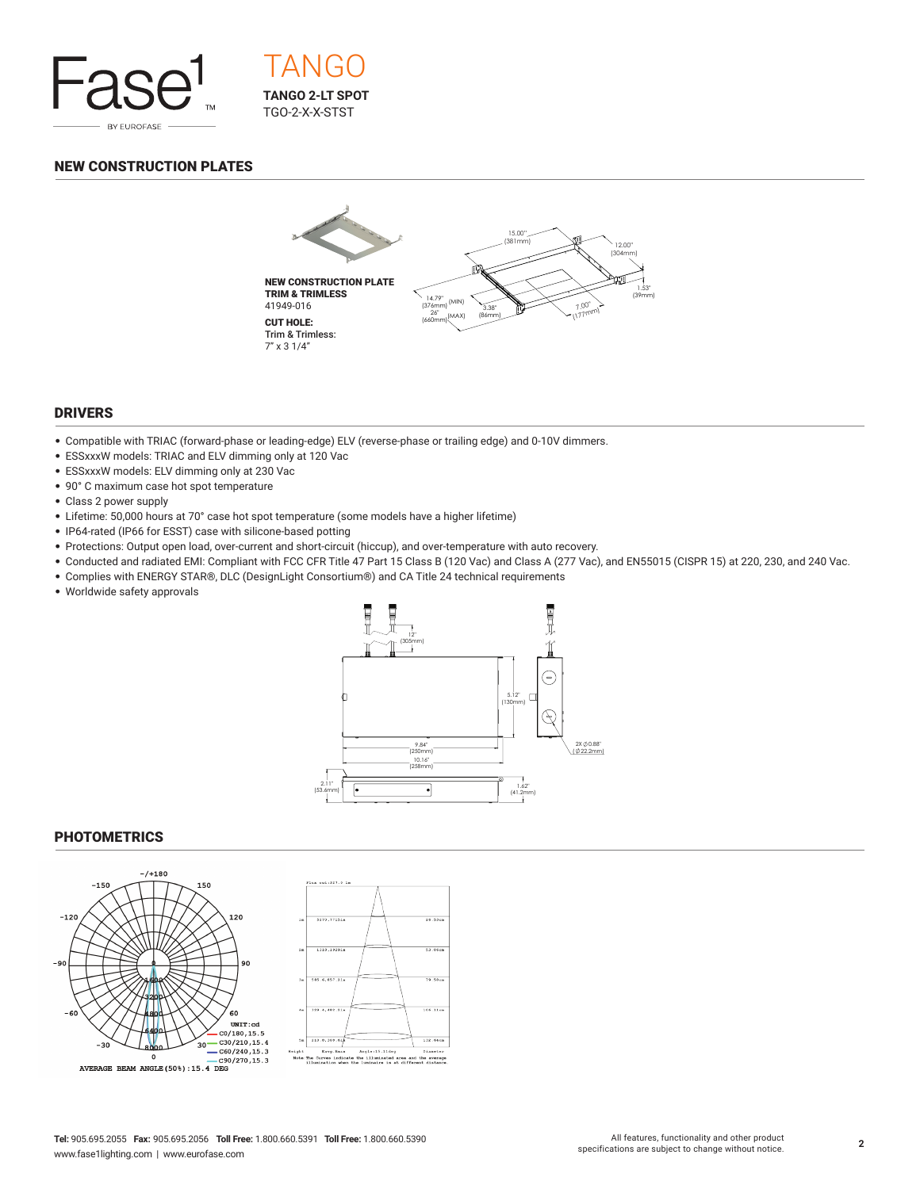TANGO

**TANGO 2-LT SPOT**
TGO-2-X-X-STST

## NEW CONSTRUCTION PLATES

**NEW CONSTRUCTION PLATE TRIM & TRIMLESS**
41949-016

**CUT HOLE:**
Trim & Trimless:
7" x 3 1/4"

15.00" (381mm)
12.00" (304mm)
1.53" (39mm)
14.79" (376mm) (MIN)
26" (660mm) (MAX)
3.38" (86mm)
7.00" (177mm)

## DRIVERS

- Compatible with TRIAC (forward-phase or leading-edge) ELV (reverse-phase or trailing edge) and 0-10V dimmers.
- ESSxxxW models: TRIAC and ELV dimming only at 120 Vac
- ESSxxxW models: ELV dimming only at 230 Vac
- 90° C maximum case hot spot temperature
- Class 2 power supply
- Lifetime: 50,000 hours at 70° case hot spot temperature (some models have a higher lifetime)
- IP64-rated (IP66 for ESST) case with silicone-based potting
- Protections: Output open load, over-current and short-circuit (hiccup), and over-temperature with auto recovery.
- Conducted and radiated EMI: Compliant with FCC CFR Title 47 Part 15 Class B (120 Vac) and Class A (277 Vac), and EN55015 (CISPR 15) at 220, 230, and 240 Vac.
- Complies with ENERGY STAR®, DLC (DesignLight Consortium®) and CA Title 24 technical requirements
- Worldwide safety approvals

12" (305mm)
5.12" (130mm)
9.84" (250mm)
10.16" (258mm)
2X Ø0.88" (Ø22.2mm)
2.11" (53.6mm)
1.62" (41.2mm)

## PHOTOMETRICS

-/+180
-150
150
-120
120
-90
90
-60
60
-30
30
0
1600
3200
4800
6400
8000
UNIT:cd
C0/180,15.5
C30/210,15.4
C60/240,15.3
C90/270,15.3
AVERAGE BEAM ANGLE(50%):15.4 DEG

Note The Curves indicate the illuminated area and the average illuminance when the luminaire is at different distance